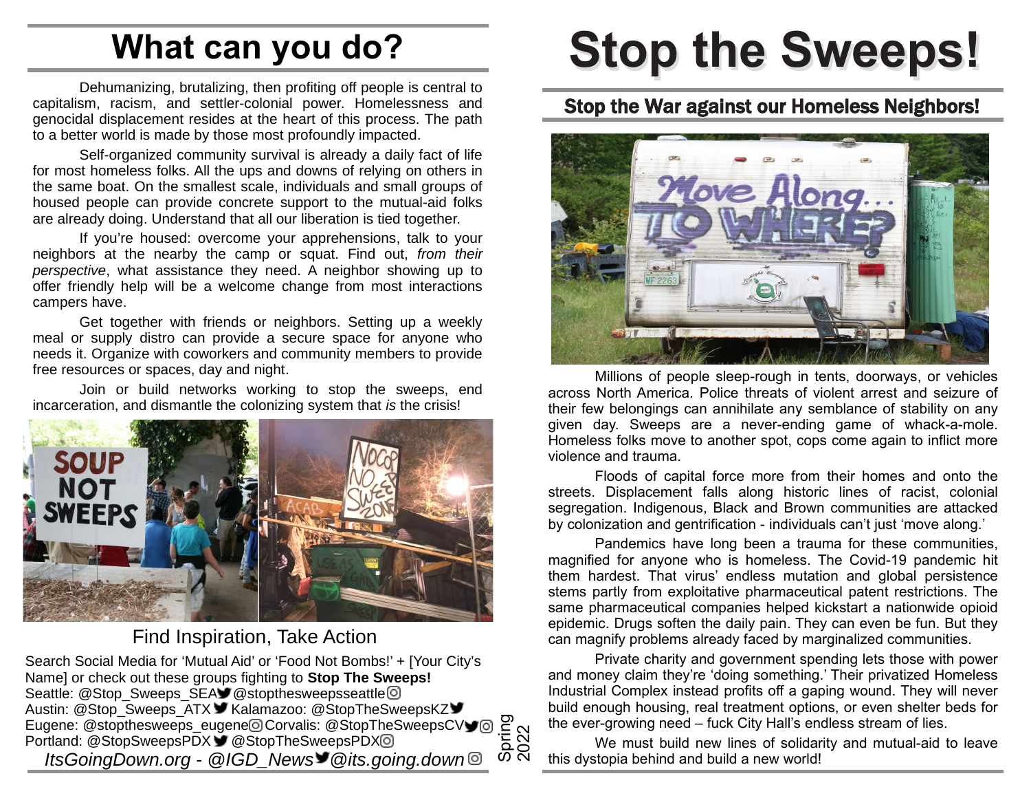# What can you do?

Dehumanizing, brutalizing, then profiting off people is central to capitalism, racism, and settler-colonial power. Homelessness and genocidal displacement resides at the heart of this process. The path to a better world is made by those most profoundly impacted.

Self-organized community survival is already a daily fact of life for most homeless folks. All the ups and downs of relying on others in the same boat. On the smallest scale, individuals and small groups of housed people can provide concrete support to the mutual-aid folks are already doing. Understand that all our liberation is tied together.

If you're housed: overcome your apprehensions, talk to your neighbors at the nearby the camp or squat. Find out, *from their perspective*, what assistance they need. A neighbor showing up to offer friendly help will be a welcome change from most interactions campers have.

Get together with friends or neighbors. Setting up a weekly meal or supply distro can provide a secure space for anyone who needs it. Organize with coworkers and community members to provide free resources or spaces, day and night.

Join or build networks working to stop the sweeps, end incarceration, and dismantle the colonizing system that *is* the crisis!

## Find Inspiration, Take Action

Search Social Media for 'Mutual Aid' or 'Food Not Bombs!' + [Your City's Name] or check out these groups fighting to **Stop The Sweeps!**
Seattle: @Stop_Sweeps_SEA @stopthesweepsseattle
Austin: @Stop_Sweeps_ATX Kalamazoo: @StopTheSweepsKZ
Eugene: @stopthesweeps_eugene Corvalis: @StopTheSweepsCV
Portland: @StopSweepsPDX @StopTheSweepsPDX

*ItsGoingDown.org - @IGD_News @its.going.down*

Spring 2022

# Stop the Sweeps!

## Stop the War against our Homeless Neighbors!

Millions of people sleep-rough in tents, doorways, or vehicles across North America. Police threats of violent arrest and seizure of their few belongings can annihilate any semblance of stability on any given day. Sweeps are a never-ending game of whack-a-mole. Homeless folks move to another spot, cops come again to inflict more violence and trauma.

Floods of capital force more from their homes and onto the streets. Displacement falls along historic lines of racist, colonial segregation. Indigenous, Black and Brown communities are attacked by colonization and gentrification - individuals can't just 'move along.'

Pandemics have long been a trauma for these communities, magnified for anyone who is homeless. The Covid-19 pandemic hit them hardest. That virus' endless mutation and global persistence stems partly from exploitative pharmaceutical patent restrictions. The same pharmaceutical companies helped kickstart a nationwide opioid epidemic. Drugs soften the daily pain. They can even be fun. But they can magnify problems already faced by marginalized communities.

Private charity and government spending lets those with power and money claim they're 'doing something.' Their privatized Homeless Industrial Complex instead profits off a gaping wound. They will never build enough housing, real treatment options, or even shelter beds for the ever-growing need – fuck City Hall's endless stream of lies.

We must build new lines of solidarity and mutual-aid to leave this dystopia behind and build a new world!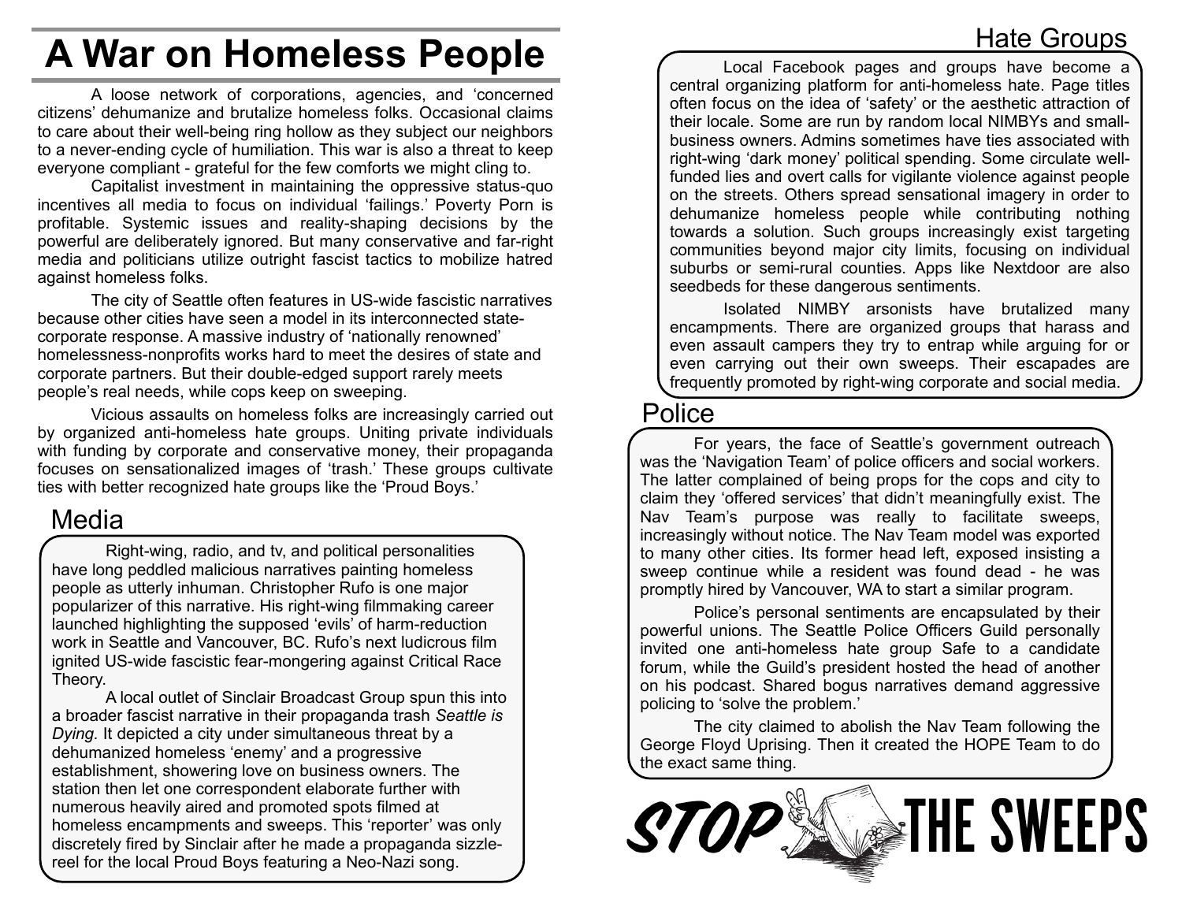# A War on Homeless People

A loose network of corporations, agencies, and 'concerned citizens' dehumanize and brutalize homeless folks. Occasional claims to care about their well-being ring hollow as they subject our neighbors to a never-ending cycle of humiliation. This war is also a threat to keep everyone compliant - grateful for the few comforts we might cling to.

Capitalist investment in maintaining the oppressive status-quo incentives all media to focus on individual 'failings.' Poverty Porn is profitable. Systemic issues and reality-shaping decisions by the powerful are deliberately ignored. But many conservative and far-right media and politicians utilize outright fascist tactics to mobilize hatred against homeless folks.

The city of Seattle often features in US-wide fascistic narratives because other cities have seen a model in its interconnected state-corporate response. A massive industry of 'nationally renowned' homelessness-nonprofits works hard to meet the desires of state and corporate partners. But their double-edged support rarely meets people's real needs, while cops keep on sweeping.

Vicious assaults on homeless folks are increasingly carried out by organized anti-homeless hate groups. Uniting private individuals with funding by corporate and conservative money, their propaganda focuses on sensationalized images of 'trash.' These groups cultivate ties with better recognized hate groups like the 'Proud Boys.'

## Media

Right-wing, radio, and tv, and political personalities have long peddled malicious narratives painting homeless people as utterly inhuman. Christopher Rufo is one major popularizer of this narrative. His right-wing filmmaking career launched highlighting the supposed 'evils' of harm-reduction work in Seattle and Vancouver, BC. Rufo's next ludicrous film ignited US-wide fascistic fear-mongering against Critical Race Theory.

A local outlet of Sinclair Broadcast Group spun this into a broader fascist narrative in their propaganda trash *Seattle is Dying.* It depicted a city under simultaneous threat by a dehumanized homeless 'enemy' and a progressive establishment, showering love on business owners. The station then let one correspondent elaborate further with numerous heavily aired and promoted spots filmed at homeless encampments and sweeps. This 'reporter' was only discretely fired by Sinclair after he made a propaganda sizzle-reel for the local Proud Boys featuring a Neo-Nazi song.

## Hate Groups

Local Facebook pages and groups have become a central organizing platform for anti-homeless hate. Page titles often focus on the idea of 'safety' or the aesthetic attraction of their locale. Some are run by random local NIMBYs and small-business owners. Admins sometimes have ties associated with right-wing 'dark money' political spending. Some circulate well-funded lies and overt calls for vigilante violence against people on the streets. Others spread sensational imagery in order to dehumanize homeless people while contributing nothing towards a solution. Such groups increasingly exist targeting communities beyond major city limits, focusing on individual suburbs or semi-rural counties. Apps like Nextdoor are also seedbeds for these dangerous sentiments.

Isolated NIMBY arsonists have brutalized many encampments. There are organized groups that harass and even assault campers they try to entrap while arguing for or even carrying out their own sweeps. Their escapades are frequently promoted by right-wing corporate and social media.

## Police

For years, the face of Seattle's government outreach was the 'Navigation Team' of police officers and social workers. The latter complained of being props for the cops and city to claim they 'offered services' that didn't meaningfully exist. The Nav Team's purpose was really to facilitate sweeps, increasingly without notice. The Nav Team model was exported to many other cities. Its former head left, exposed insisting a sweep continue while a resident was found dead - he was promptly hired by Vancouver, WA to start a similar program.

Police's personal sentiments are encapsulated by their powerful unions. The Seattle Police Officers Guild personally invited one anti-homeless hate group Safe to a candidate forum, while the Guild's president hosted the head of another on his podcast. Shared bogus narratives demand aggressive policing to 'solve the problem.'

The city claimed to abolish the Nav Team following the George Floyd Uprising. Then it created the HOPE Team to do the exact same thing.

STOP THE SWEEPS